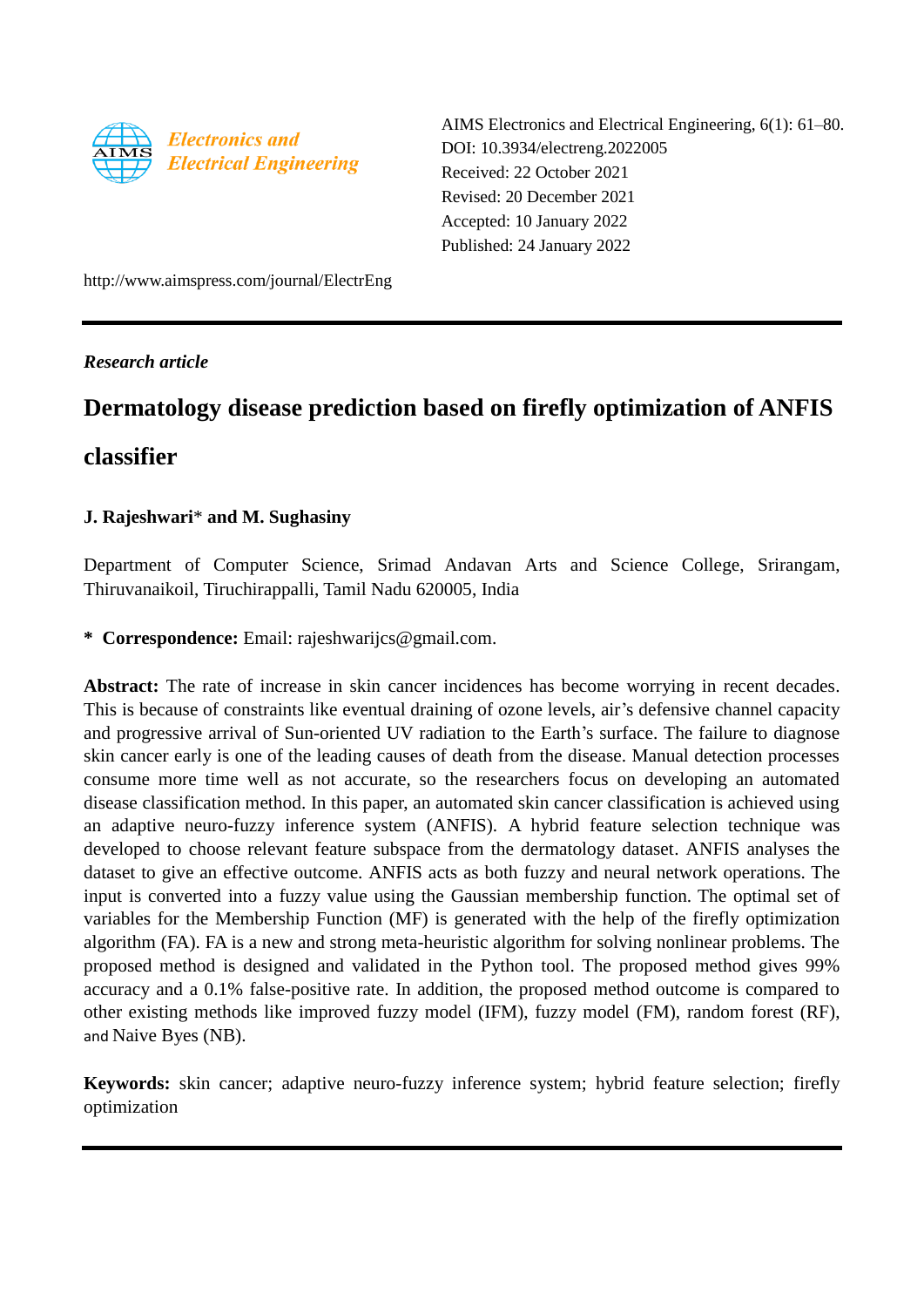AIMS Electronics and Electrical Engineering, 6(1): 61–80.
DOI: 10.3934/electreng.2022005
Received: 22 October 2021
Revised: 20 December 2021
Accepted: 10 January 2022
Published: 24 January 2022

http://www.aimspress.com/journal/ElectrEng

---

*Research article*

# Dermatology disease prediction based on firefly optimization of ANFIS classifier

**J. Rajeshwari\* and M. Sughasiny**

Department of Computer Science, Srimad Andavan Arts and Science College, Srirangam, Thiruvanaikoil, Tiruchirappalli, Tamil Nadu 620005, India

**\* Correspondence:** Email: rajeshwarijcs@gmail.com.

**Abstract:** The rate of increase in skin cancer incidences has become worrying in recent decades. This is because of constraints like eventual draining of ozone levels, air's defensive channel capacity and progressive arrival of Sun-oriented UV radiation to the Earth's surface. The failure to diagnose skin cancer early is one of the leading causes of death from the disease. Manual detection processes consume more time well as not accurate, so the researchers focus on developing an automated disease classification method. In this paper, an automated skin cancer classification is achieved using an adaptive neuro-fuzzy inference system (ANFIS). A hybrid feature selection technique was developed to choose relevant feature subspace from the dermatology dataset. ANFIS analyses the dataset to give an effective outcome. ANFIS acts as both fuzzy and neural network operations. The input is converted into a fuzzy value using the Gaussian membership function. The optimal set of variables for the Membership Function (MF) is generated with the help of the firefly optimization algorithm (FA). FA is a new and strong meta-heuristic algorithm for solving nonlinear problems. The proposed method is designed and validated in the Python tool. The proposed method gives 99% accuracy and a 0.1% false-positive rate. In addition, the proposed method outcome is compared to other existing methods like improved fuzzy model (IFM), fuzzy model (FM), random forest (RF), and Naive Byes (NB).

**Keywords:** skin cancer; adaptive neuro-fuzzy inference system; hybrid feature selection; firefly optimization

---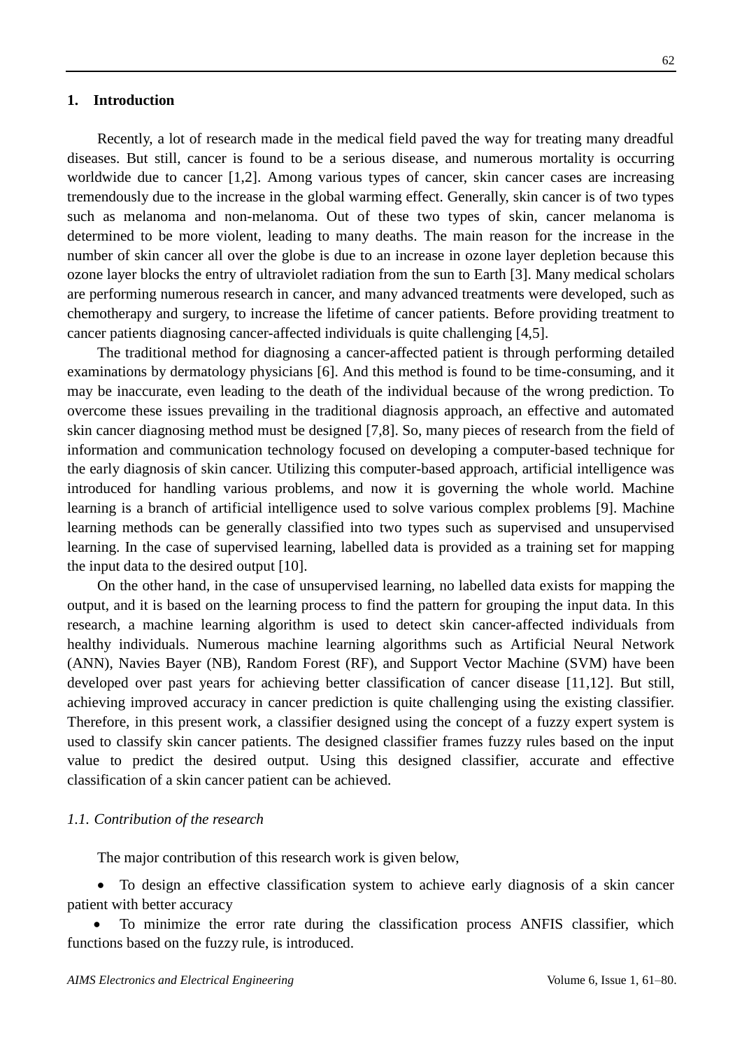## 1. Introduction

Recently, a lot of research made in the medical field paved the way for treating many dreadful diseases. But still, cancer is found to be a serious disease, and numerous mortality is occurring worldwide due to cancer [1,2]. Among various types of cancer, skin cancer cases are increasing tremendously due to the increase in the global warming effect. Generally, skin cancer is of two types such as melanoma and non-melanoma. Out of these two types of skin, cancer melanoma is determined to be more violent, leading to many deaths. The main reason for the increase in the number of skin cancer all over the globe is due to an increase in ozone layer depletion because this ozone layer blocks the entry of ultraviolet radiation from the sun to Earth [3]. Many medical scholars are performing numerous research in cancer, and many advanced treatments were developed, such as chemotherapy and surgery, to increase the lifetime of cancer patients. Before providing treatment to cancer patients diagnosing cancer-affected individuals is quite challenging [4,5].

The traditional method for diagnosing a cancer-affected patient is through performing detailed examinations by dermatology physicians [6]. And this method is found to be time-consuming, and it may be inaccurate, even leading to the death of the individual because of the wrong prediction. To overcome these issues prevailing in the traditional diagnosis approach, an effective and automated skin cancer diagnosing method must be designed [7,8]. So, many pieces of research from the field of information and communication technology focused on developing a computer-based technique for the early diagnosis of skin cancer. Utilizing this computer-based approach, artificial intelligence was introduced for handling various problems, and now it is governing the whole world. Machine learning is a branch of artificial intelligence used to solve various complex problems [9]. Machine learning methods can be generally classified into two types such as supervised and unsupervised learning. In the case of supervised learning, labelled data is provided as a training set for mapping the input data to the desired output [10].

On the other hand, in the case of unsupervised learning, no labelled data exists for mapping the output, and it is based on the learning process to find the pattern for grouping the input data. In this research, a machine learning algorithm is used to detect skin cancer-affected individuals from healthy individuals. Numerous machine learning algorithms such as Artificial Neural Network (ANN), Navies Bayer (NB), Random Forest (RF), and Support Vector Machine (SVM) have been developed over past years for achieving better classification of cancer disease [11,12]. But still, achieving improved accuracy in cancer prediction is quite challenging using the existing classifier. Therefore, in this present work, a classifier designed using the concept of a fuzzy expert system is used to classify skin cancer patients. The designed classifier frames fuzzy rules based on the input value to predict the desired output. Using this designed classifier, accurate and effective classification of a skin cancer patient can be achieved.

### *1.1. Contribution of the research*

The major contribution of this research work is given below,

- To design an effective classification system to achieve early diagnosis of a skin cancer patient with better accuracy
- To minimize the error rate during the classification process ANFIS classifier, which functions based on the fuzzy rule, is introduced.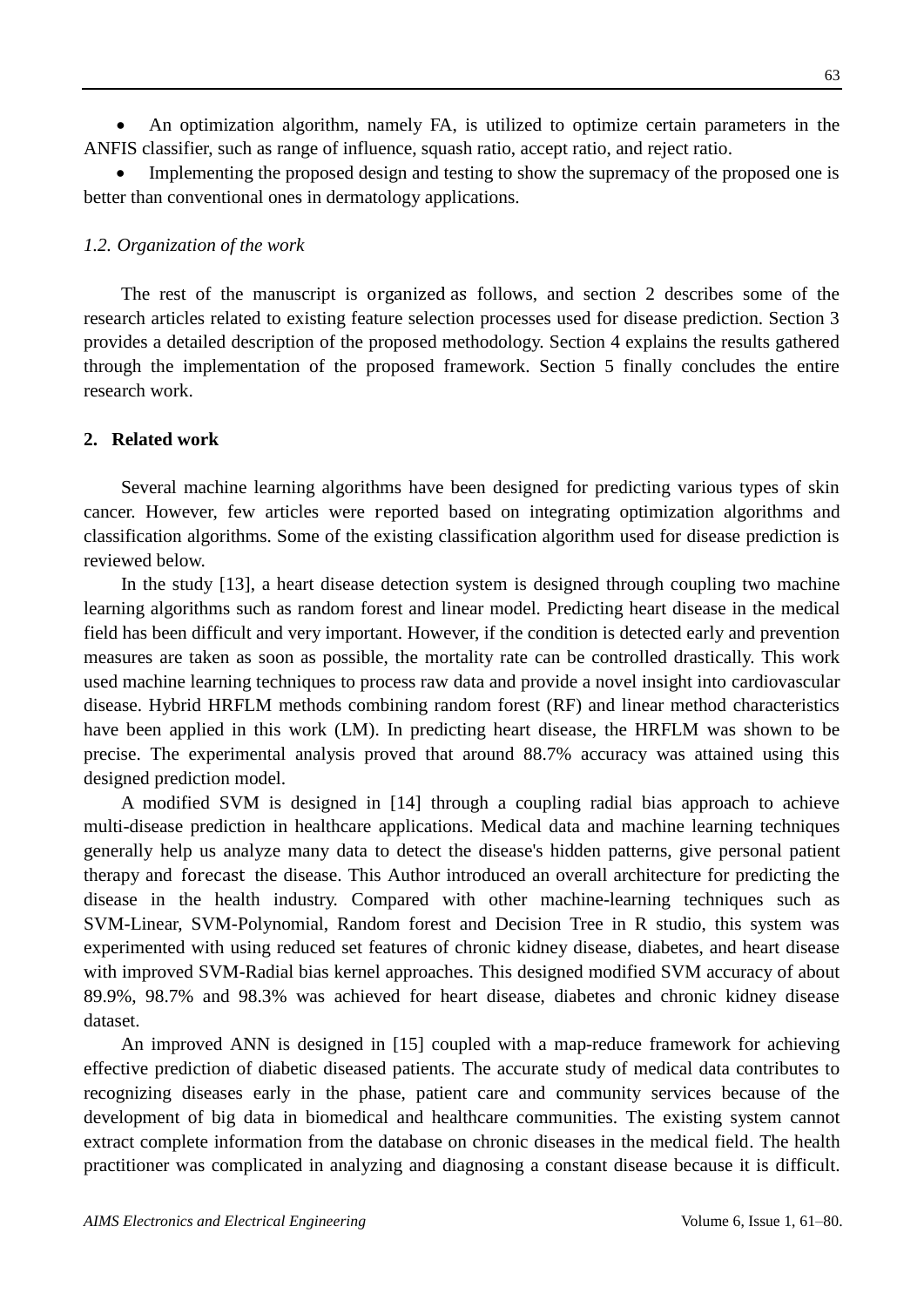- An optimization algorithm, namely FA, is utilized to optimize certain parameters in the ANFIS classifier, such as range of influence, squash ratio, accept ratio, and reject ratio.
- Implementing the proposed design and testing to show the supremacy of the proposed one is better than conventional ones in dermatology applications.

### *1.2. Organization of the work*

The rest of the manuscript is organized as follows, and section 2 describes some of the research articles related to existing feature selection processes used for disease prediction. Section 3 provides a detailed description of the proposed methodology. Section 4 explains the results gathered through the implementation of the proposed framework. Section 5 finally concludes the entire research work.

## 2. Related work

Several machine learning algorithms have been designed for predicting various types of skin cancer. However, few articles were reported based on integrating optimization algorithms and classification algorithms. Some of the existing classification algorithm used for disease prediction is reviewed below.

In the study [13], a heart disease detection system is designed through coupling two machine learning algorithms such as random forest and linear model. Predicting heart disease in the medical field has been difficult and very important. However, if the condition is detected early and prevention measures are taken as soon as possible, the mortality rate can be controlled drastically. This work used machine learning techniques to process raw data and provide a novel insight into cardiovascular disease. Hybrid HRFLM methods combining random forest (RF) and linear method characteristics have been applied in this work (LM). In predicting heart disease, the HRFLM was shown to be precise. The experimental analysis proved that around 88.7% accuracy was attained using this designed prediction model.

A modified SVM is designed in [14] through a coupling radial bias approach to achieve multi-disease prediction in healthcare applications. Medical data and machine learning techniques generally help us analyze many data to detect the disease's hidden patterns, give personal patient therapy and forecast the disease. This Author introduced an overall architecture for predicting the disease in the health industry. Compared with other machine-learning techniques such as SVM-Linear, SVM-Polynomial, Random forest and Decision Tree in R studio, this system was experimented with using reduced set features of chronic kidney disease, diabetes, and heart disease with improved SVM-Radial bias kernel approaches. This designed modified SVM accuracy of about 89.9%, 98.7% and 98.3% was achieved for heart disease, diabetes and chronic kidney disease dataset.

An improved ANN is designed in [15] coupled with a map-reduce framework for achieving effective prediction of diabetic diseased patients. The accurate study of medical data contributes to recognizing diseases early in the phase, patient care and community services because of the development of big data in biomedical and healthcare communities. The existing system cannot extract complete information from the database on chronic diseases in the medical field. The health practitioner was complicated in analyzing and diagnosing a constant disease because it is difficult.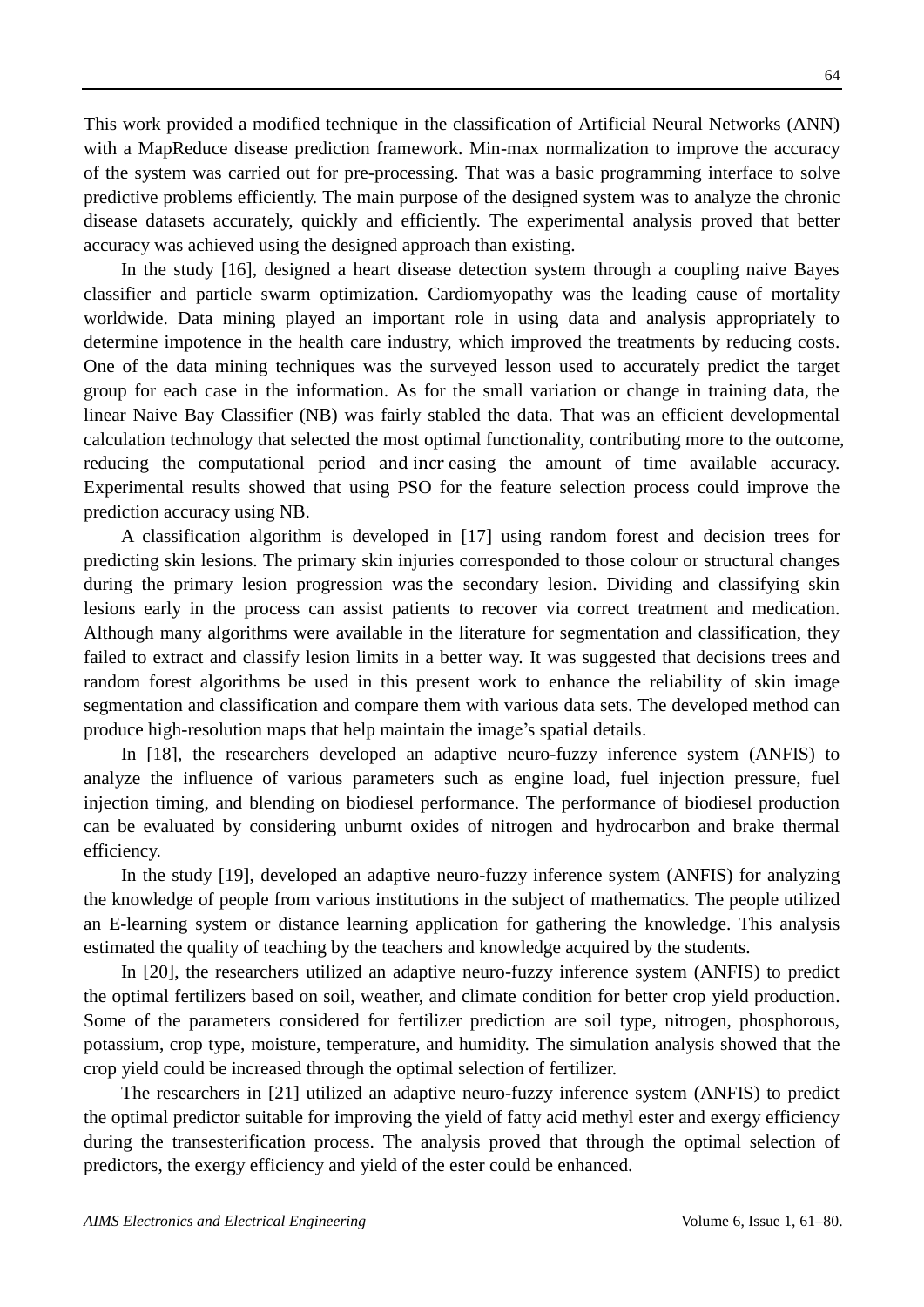This work provided a modified technique in the classification of Artificial Neural Networks (ANN) with a MapReduce disease prediction framework. Min-max normalization to improve the accuracy of the system was carried out for pre-processing. That was a basic programming interface to solve predictive problems efficiently. The main purpose of the designed system was to analyze the chronic disease datasets accurately, quickly and efficiently. The experimental analysis proved that better accuracy was achieved using the designed approach than existing.

In the study [16], designed a heart disease detection system through a coupling naive Bayes classifier and particle swarm optimization. Cardiomyopathy was the leading cause of mortality worldwide. Data mining played an important role in using data and analysis appropriately to determine impotence in the health care industry, which improved the treatments by reducing costs. One of the data mining techniques was the surveyed lesson used to accurately predict the target group for each case in the information. As for the small variation or change in training data, the linear Naive Bay Classifier (NB) was fairly stabled the data. That was an efficient developmental calculation technology that selected the most optimal functionality, contributing more to the outcome, reducing the computational period and incr easing the amount of time available accuracy. Experimental results showed that using PSO for the feature selection process could improve the prediction accuracy using NB.

A classification algorithm is developed in [17] using random forest and decision trees for predicting skin lesions. The primary skin injuries corresponded to those colour or structural changes during the primary lesion progression was the secondary lesion. Dividing and classifying skin lesions early in the process can assist patients to recover via correct treatment and medication. Although many algorithms were available in the literature for segmentation and classification, they failed to extract and classify lesion limits in a better way. It was suggested that decisions trees and random forest algorithms be used in this present work to enhance the reliability of skin image segmentation and classification and compare them with various data sets. The developed method can produce high-resolution maps that help maintain the image's spatial details.

In [18], the researchers developed an adaptive neuro-fuzzy inference system (ANFIS) to analyze the influence of various parameters such as engine load, fuel injection pressure, fuel injection timing, and blending on biodiesel performance. The performance of biodiesel production can be evaluated by considering unburnt oxides of nitrogen and hydrocarbon and brake thermal efficiency.

In the study [19], developed an adaptive neuro-fuzzy inference system (ANFIS) for analyzing the knowledge of people from various institutions in the subject of mathematics. The people utilized an E-learning system or distance learning application for gathering the knowledge. This analysis estimated the quality of teaching by the teachers and knowledge acquired by the students.

In [20], the researchers utilized an adaptive neuro-fuzzy inference system (ANFIS) to predict the optimal fertilizers based on soil, weather, and climate condition for better crop yield production. Some of the parameters considered for fertilizer prediction are soil type, nitrogen, phosphorous, potassium, crop type, moisture, temperature, and humidity. The simulation analysis showed that the crop yield could be increased through the optimal selection of fertilizer.

The researchers in [21] utilized an adaptive neuro-fuzzy inference system (ANFIS) to predict the optimal predictor suitable for improving the yield of fatty acid methyl ester and exergy efficiency during the transesterification process. The analysis proved that through the optimal selection of predictors, the exergy efficiency and yield of the ester could be enhanced.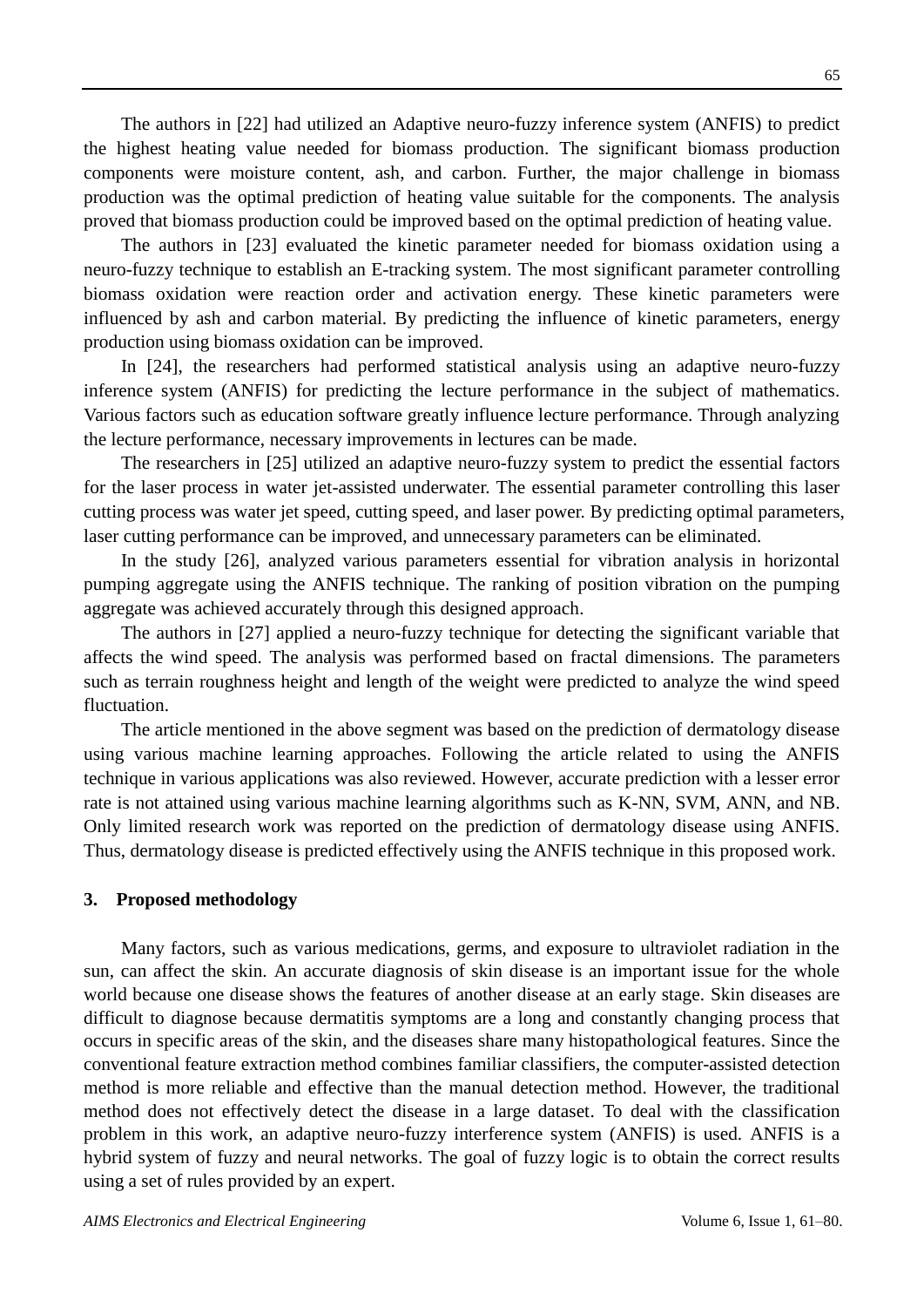The authors in [22] had utilized an Adaptive neuro-fuzzy inference system (ANFIS) to predict the highest heating value needed for biomass production. The significant biomass production components were moisture content, ash, and carbon. Further, the major challenge in biomass production was the optimal prediction of heating value suitable for the components. The analysis proved that biomass production could be improved based on the optimal prediction of heating value.

The authors in [23] evaluated the kinetic parameter needed for biomass oxidation using a neuro-fuzzy technique to establish an E-tracking system. The most significant parameter controlling biomass oxidation were reaction order and activation energy. These kinetic parameters were influenced by ash and carbon material. By predicting the influence of kinetic parameters, energy production using biomass oxidation can be improved.

In [24], the researchers had performed statistical analysis using an adaptive neuro-fuzzy inference system (ANFIS) for predicting the lecture performance in the subject of mathematics. Various factors such as education software greatly influence lecture performance. Through analyzing the lecture performance, necessary improvements in lectures can be made.

The researchers in [25] utilized an adaptive neuro-fuzzy system to predict the essential factors for the laser process in water jet-assisted underwater. The essential parameter controlling this laser cutting process was water jet speed, cutting speed, and laser power. By predicting optimal parameters, laser cutting performance can be improved, and unnecessary parameters can be eliminated.

In the study [26], analyzed various parameters essential for vibration analysis in horizontal pumping aggregate using the ANFIS technique. The ranking of position vibration on the pumping aggregate was achieved accurately through this designed approach.

The authors in [27] applied a neuro-fuzzy technique for detecting the significant variable that affects the wind speed. The analysis was performed based on fractal dimensions. The parameters such as terrain roughness height and length of the weight were predicted to analyze the wind speed fluctuation.

The article mentioned in the above segment was based on the prediction of dermatology disease using various machine learning approaches. Following the article related to using the ANFIS technique in various applications was also reviewed. However, accurate prediction with a lesser error rate is not attained using various machine learning algorithms such as K-NN, SVM, ANN, and NB. Only limited research work was reported on the prediction of dermatology disease using ANFIS. Thus, dermatology disease is predicted effectively using the ANFIS technique in this proposed work.

## 3. Proposed methodology

Many factors, such as various medications, germs, and exposure to ultraviolet radiation in the sun, can affect the skin. An accurate diagnosis of skin disease is an important issue for the whole world because one disease shows the features of another disease at an early stage. Skin diseases are difficult to diagnose because dermatitis symptoms are a long and constantly changing process that occurs in specific areas of the skin, and the diseases share many histopathological features. Since the conventional feature extraction method combines familiar classifiers, the computer-assisted detection method is more reliable and effective than the manual detection method. However, the traditional method does not effectively detect the disease in a large dataset. To deal with the classification problem in this work, an adaptive neuro-fuzzy interference system (ANFIS) is used. ANFIS is a hybrid system of fuzzy and neural networks. The goal of fuzzy logic is to obtain the correct results using a set of rules provided by an expert.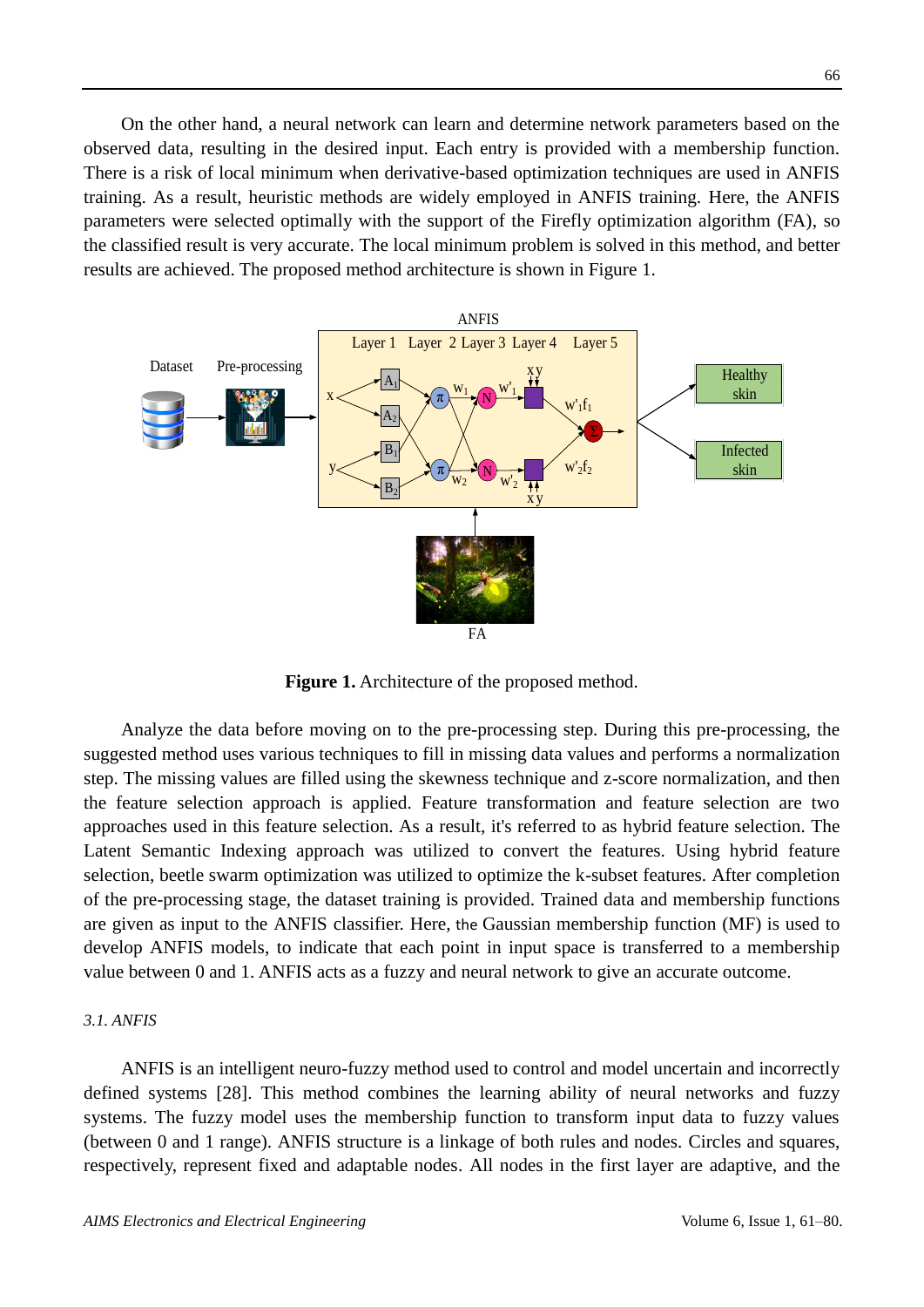On the other hand, a neural network can learn and determine network parameters based on the observed data, resulting in the desired input. Each entry is provided with a membership function. There is a risk of local minimum when derivative-based optimization techniques are used in ANFIS training. As a result, heuristic methods are widely employed in ANFIS training. Here, the ANFIS parameters were selected optimally with the support of the Firefly optimization algorithm (FA), so the classified result is very accurate. The local minimum problem is solved in this method, and better results are achieved. The proposed method architecture is shown in Figure 1.

**Figure 1.** Architecture of the proposed method.

Analyze the data before moving on to the pre-processing step. During this pre-processing, the suggested method uses various techniques to fill in missing data values and performs a normalization step. The missing values are filled using the skewness technique and z-score normalization, and then the feature selection approach is applied. Feature transformation and feature selection are two approaches used in this feature selection. As a result, it's referred to as hybrid feature selection. The Latent Semantic Indexing approach was utilized to convert the features. Using hybrid feature selection, beetle swarm optimization was utilized to optimize the k-subset features. After completion of the pre-processing stage, the dataset training is provided. Trained data and membership functions are given as input to the ANFIS classifier. Here, the Gaussian membership function (MF) is used to develop ANFIS models, to indicate that each point in input space is transferred to a membership value between 0 and 1. ANFIS acts as a fuzzy and neural network to give an accurate outcome.

### *3.1. ANFIS*

ANFIS is an intelligent neuro-fuzzy method used to control and model uncertain and incorrectly defined systems [28]. This method combines the learning ability of neural networks and fuzzy systems. The fuzzy model uses the membership function to transform input data to fuzzy values (between 0 and 1 range). ANFIS structure is a linkage of both rules and nodes. Circles and squares, respectively, represent fixed and adaptable nodes. All nodes in the first layer are adaptive, and the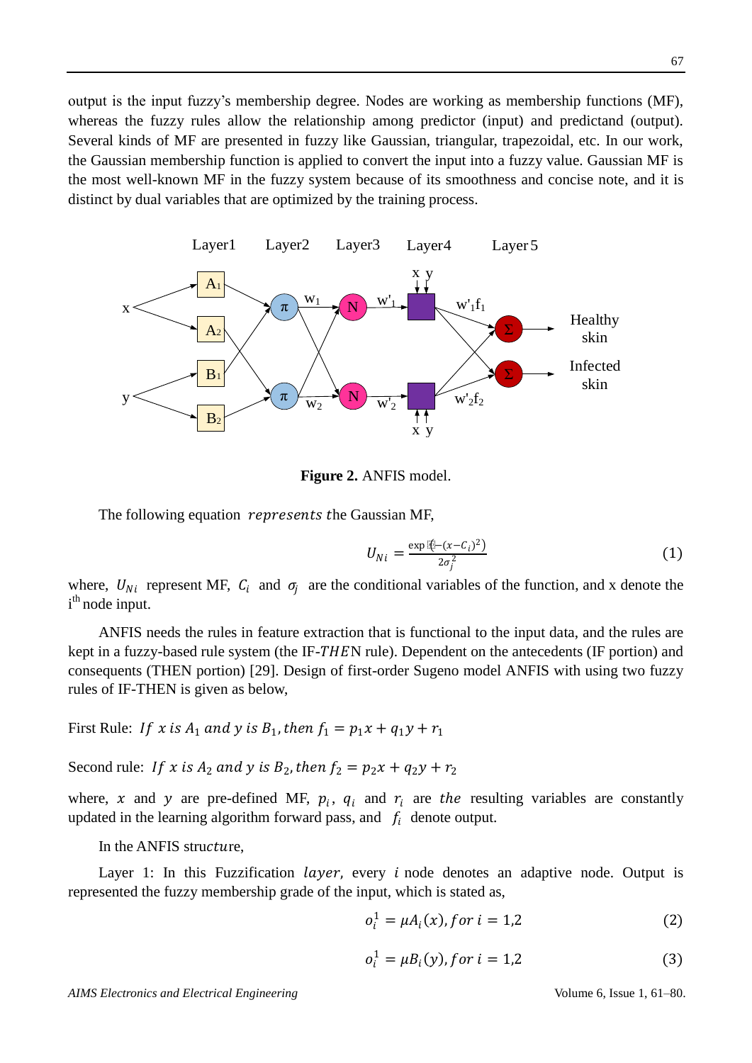output is the input fuzzy's membership degree. Nodes are working as membership functions (MF), whereas the fuzzy rules allow the relationship among predictor (input) and predictand (output). Several kinds of MF are presented in fuzzy like Gaussian, triangular, trapezoidal, etc. In our work, the Gaussian membership function is applied to convert the input into a fuzzy value. Gaussian MF is the most well-known MF in the fuzzy system because of its smoothness and concise note, and it is distinct by dual variables that are optimized by the training process.

**Figure 2.** ANFIS model.

The following equation *represents t*he Gaussian MF,

$$U_{Ni} = \frac{\exp(-(x-C_i)^2)}{2\sigma_j^2} \tag{1}$$

where, $U_{Ni}$ represent MF, $C_i$ and $\sigma_j$ are the conditional variables of the function, and x denote the i[th] node input.

ANFIS needs the rules in feature extraction that is functional to the input data, and the rules are kept in a fuzzy-based rule system (the IF-*THE*N rule). Dependent on the antecedents (IF portion) and consequents (THEN portion) [29]. Design of first-order Sugeno model ANFIS with using two fuzzy rules of IF-THEN is given as below,

First Rule: $If\ x\ is\ A_1\ and\ y\ is\ B_1, then\ f_1 = p_1x + q_1y + r_1$

Second rule: $If\ x\ is\ A_2\ and\ y\ is\ B_2, then\ f_2 = p_2x + q_2y + r_2$

where, $x$ and $y$ are pre-defined MF, $p_i$, $q_i$ and $r_i$ are *the* resulting variables are constantly updated in the learning algorithm forward pass, and $f_i$ denote output.

In the ANFIS struc*tu*re,

Layer 1: In this Fuzzification *layer,* every $i$ node denotes an adaptive node. Output is represented the fuzzy membership grade of the input, which is stated as,

$$o_i^1 = \mu A_i(x), for\ i = 1,2 \tag{2}$$

$$o_i^1 = \mu B_i(y), for\ i = 1,2 \tag{3}$$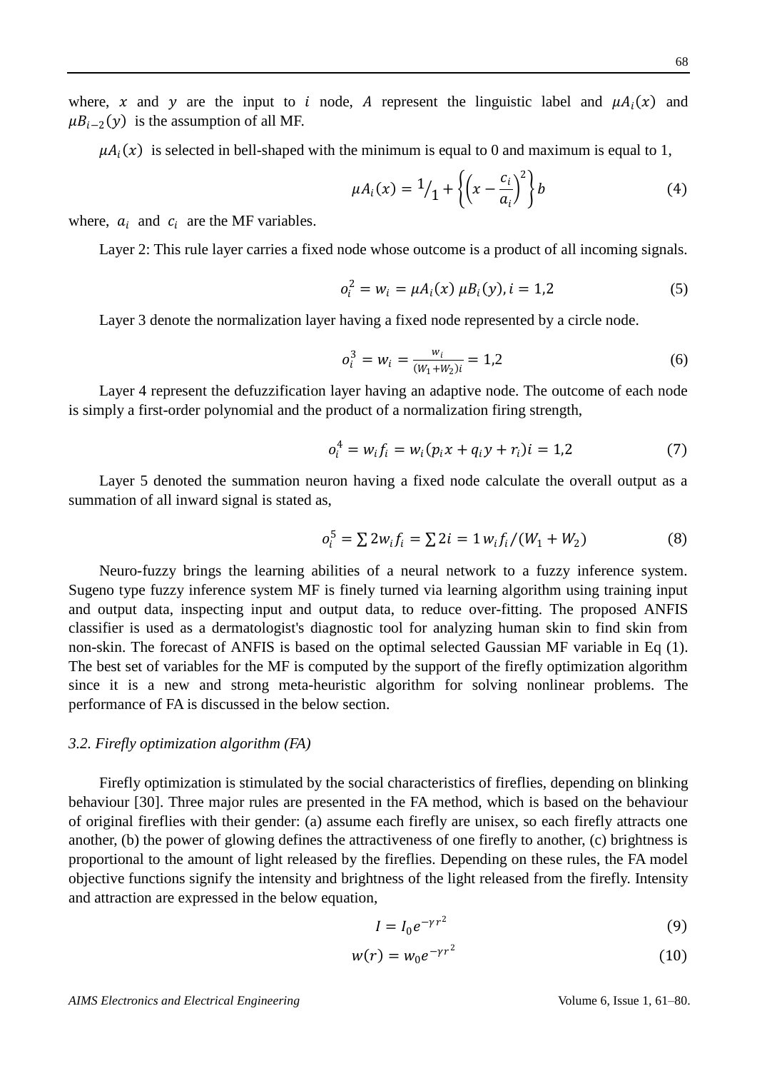where, $x$ and $y$ are the input to $i$ node, $A$ represent the linguistic label and $\mu A_i(x)$ and $\mu B_{i-2}(y)$ is the assumption of all MF.

$\mu A_i(x)$ is selected in bell-shaped with the minimum is equal to 0 and maximum is equal to 1,

$$\mu A_i(x) = {}^{1}\!/_{1} + \left\{\left(x - \frac{c_i}{a_i}\right)^2\right\} b \tag{4}$$

where, $a_i$ and $c_i$ are the MF variables.

Layer 2: This rule layer carries a fixed node whose outcome is a product of all incoming signals.

$$o_i^2 = w_i = \mu A_i(x)\, \mu B_i(y), i = 1{,}2 \tag{5}$$

Layer 3 denote the normalization layer having a fixed node represented by a circle node.

$$o_i^3 = w_i = \frac{w_i}{(W_1 + W_2)i} = 1{,}2 \tag{6}$$

Layer 4 represent the defuzzification layer having an adaptive node. The outcome of each node is simply a first-order polynomial and the product of a normalization firing strength,

$$o_i^4 = w_i f_i = w_i(p_i x + q_i y + r_i)i = 1{,}2 \tag{7}$$

Layer 5 denoted the summation neuron having a fixed node calculate the overall output as a summation of all inward signal is stated as,

$$o_i^5 = \sum 2 w_i f_i = \sum 2i = 1\, w_i f_i / (W_1 + W_2) \tag{8}$$

Neuro-fuzzy brings the learning abilities of a neural network to a fuzzy inference system. Sugeno type fuzzy inference system MF is finely turned via learning algorithm using training input and output data, inspecting input and output data, to reduce over-fitting. The proposed ANFIS classifier is used as a dermatologist's diagnostic tool for analyzing human skin to find skin from non-skin. The forecast of ANFIS is based on the optimal selected Gaussian MF variable in Eq (1). The best set of variables for the MF is computed by the support of the firefly optimization algorithm since it is a new and strong meta-heuristic algorithm for solving nonlinear problems. The performance of FA is discussed in the below section.

### *3.2. Firefly optimization algorithm (FA)*

Firefly optimization is stimulated by the social characteristics of fireflies, depending on blinking behaviour [30]. Three major rules are presented in the FA method, which is based on the behaviour of original fireflies with their gender: (a) assume each firefly are unisex, so each firefly attracts one another, (b) the power of glowing defines the attractiveness of one firefly to another, (c) brightness is proportional to the amount of light released by the fireflies. Depending on these rules, the FA model objective functions signify the intensity and brightness of the light released from the firefly. Intensity and attraction are expressed in the below equation,

$$I = I_0 e^{-\gamma r^2} \tag{9}$$

$$w(r) = w_0 e^{-\gamma r^2} \tag{10}$$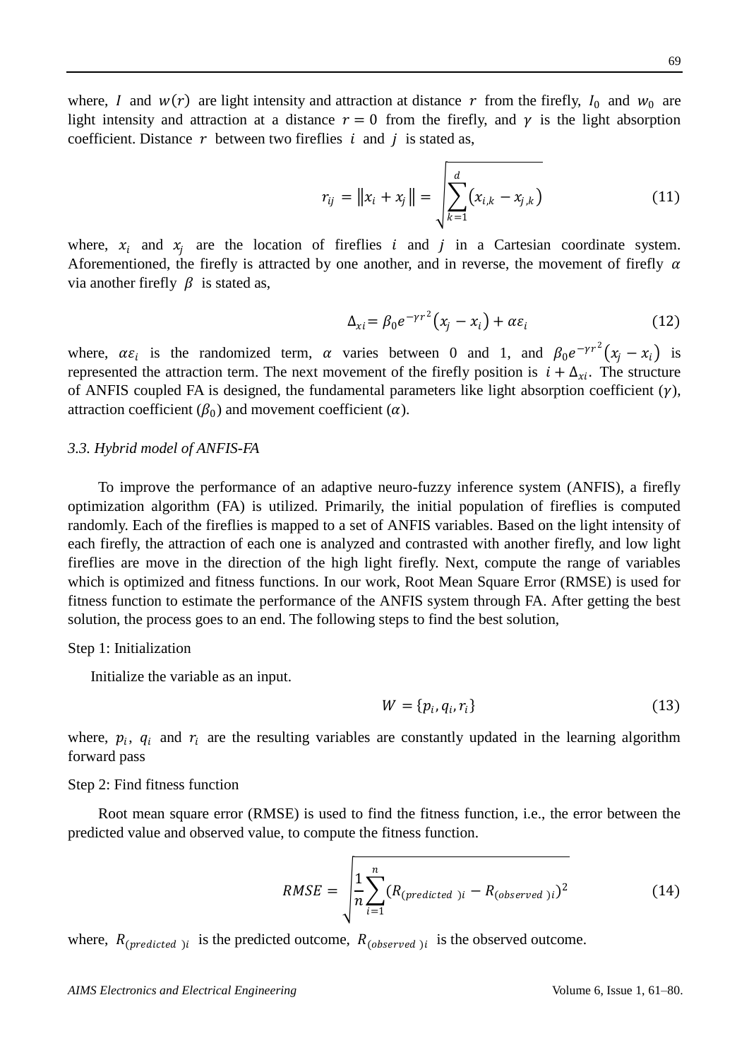where, $I$ and $w(r)$ are light intensity and attraction at distance $r$ from the firefly, $I_0$ and $w_0$ are light intensity and attraction at a distance $r = 0$ from the firefly, and $\gamma$ is the light absorption coefficient. Distance $r$ between two fireflies $i$ and $j$ is stated as,

$$r_{ij} = \|x_i + x_j\| = \sqrt{\sum_{k=1}^{d} \left(x_{i,k} - x_{j,k}\right)} \tag{11}$$

where, $x_i$ and $x_j$ are the location of fireflies $i$ and $j$ in a Cartesian coordinate system. Aforementioned, the firefly is attracted by one another, and in reverse, the movement of firefly $\alpha$ via another firefly $\beta$ is stated as,

$$\Delta_{xi} = \beta_0 e^{-\gamma r^2}\left(x_j - x_i\right) + \alpha\varepsilon_i \tag{12}$$

where, $\alpha\varepsilon_i$ is the randomized term, $\alpha$ varies between 0 and 1, and $\beta_0 e^{-\gamma r^2}\left(x_j - x_i\right)$ is represented the attraction term. The next movement of the firefly position is $i + \Delta_{xi}$. The structure of ANFIS coupled FA is designed, the fundamental parameters like light absorption coefficient ($\gamma$), attraction coefficient ($\beta_0$) and movement coefficient ($\alpha$).

### *3.3. Hybrid model of ANFIS-FA*

To improve the performance of an adaptive neuro-fuzzy inference system (ANFIS), a firefly optimization algorithm (FA) is utilized. Primarily, the initial population of fireflies is computed randomly. Each of the fireflies is mapped to a set of ANFIS variables. Based on the light intensity of each firefly, the attraction of each one is analyzed and contrasted with another firefly, and low light fireflies are move in the direction of the high light firefly. Next, compute the range of variables which is optimized and fitness functions. In our work, Root Mean Square Error (RMSE) is used for fitness function to estimate the performance of the ANFIS system through FA. After getting the best solution, the process goes to an end. The following steps to find the best solution,

Step 1: Initialization

Initialize the variable as an input.

$$W = \{p_i, q_i, r_i\} \tag{13}$$

where, $p_i$, $q_i$ and $r_i$ are the resulting variables are constantly updated in the learning algorithm forward pass

Step 2: Find fitness function

Root mean square error (RMSE) is used to find the fitness function, i.e., the error between the predicted value and observed value, to compute the fitness function.

$$RMSE = \sqrt{\frac{1}{n}\sum_{i=1}^{n}\left(R_{(predicted\ )i} - R_{(observed\ )i}\right)^2} \tag{14}$$

where, $R_{(predicted\ )i}$ is the predicted outcome, $R_{(observed\ )i}$ is the observed outcome.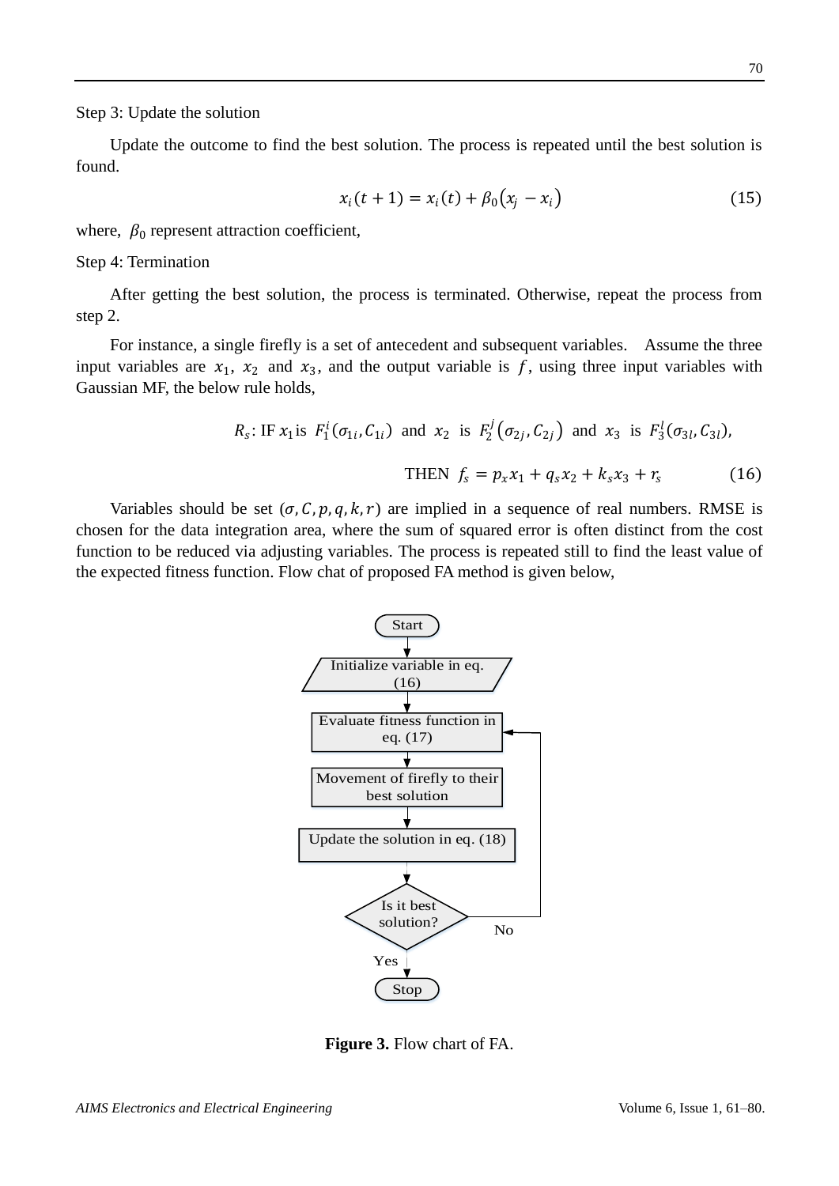Step 3: Update the solution

Update the outcome to find the best solution. The process is repeated until the best solution is found.

$$x_i(t+1) = x_i(t) + \beta_0\left(x_j - x_i\right) \tag{15}$$

where, $\beta_0$ represent attraction coefficient,

Step 4: Termination

After getting the best solution, the process is terminated. Otherwise, repeat the process from step 2.

For instance, a single firefly is a set of antecedent and subsequent variables. Assume the three input variables are $x_1$, $x_2$ and $x_3$, and the output variable is $f$, using three input variables with Gaussian MF, the below rule holds,

$$R_s\text{: IF } x_1 \text{ is } F_1^i(\sigma_{1i}, C_{1i}) \text{ and } x_2 \text{ is } F_2^j\left(\sigma_{2j}, C_{2j}\right) \text{ and } x_3 \text{ is } F_3^l(\sigma_{3l}, C_{3l}),$$

$$\text{THEN } f_s = p_x x_1 + q_s x_2 + k_s x_3 + r_s \tag{16}$$

Variables should be set $(\sigma, C, p, q, k, r)$ are implied in a sequence of real numbers. RMSE is chosen for the data integration area, where the sum of squared error is often distinct from the cost function to be reduced via adjusting variables. The process is repeated still to find the least value of the expected fitness function. Flow chat of proposed FA method is given below,

Start → Initialize variable in eq. (16) → Evaluate fitness function in eq. (17) → Movement of firefly to their best solution → Update the solution in eq. (18) → Is it best solution? (No → Evaluate fitness function in eq. (17); Yes → Stop)

**Figure 3.** Flow chart of FA.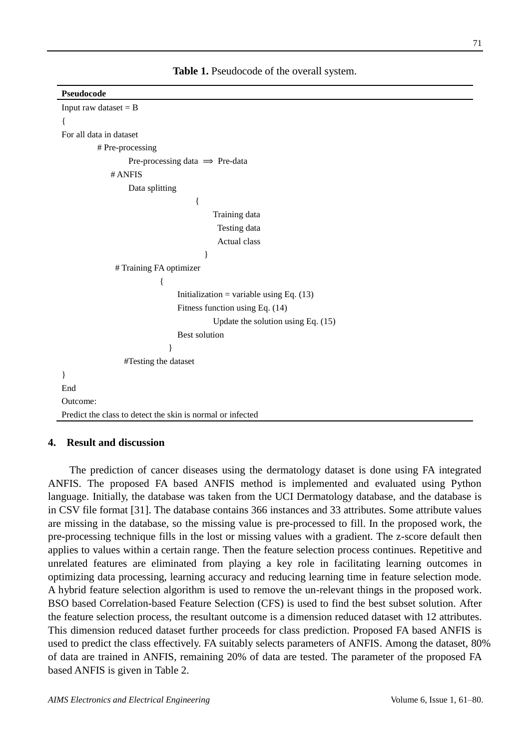**Table 1.** Pseudocode of the overall system.

```
Pseudocode
Input raw dataset = B
{
For all data in dataset
        # Pre-processing
                Pre-processing data ⟹ Pre-data
            # ANFIS
                Data splitting
                                {
                                    Training data
                                     Testing data
                                     Actual class
                                  }
             # Training FA optimizer
                         {
                             Initialization = variable using Eq. (13)
                             Fitness function using Eq. (14)
                                     Update the solution using Eq. (15)
                             Best solution
                           }
               #Testing the dataset
}
End
Outcome:
Predict the class to detect the skin is normal or infected
```

## 4. Result and discussion

The prediction of cancer diseases using the dermatology dataset is done using FA integrated ANFIS. The proposed FA based ANFIS method is implemented and evaluated using Python language. Initially, the database was taken from the UCI Dermatology database, and the database is in CSV file format [31]. The database contains 366 instances and 33 attributes. Some attribute values are missing in the database, so the missing value is pre-processed to fill. In the proposed work, the pre-processing technique fills in the lost or missing values with a gradient. The z-score default then applies to values within a certain range. Then the feature selection process continues. Repetitive and unrelated features are eliminated from playing a key role in facilitating learning outcomes in optimizing data processing, learning accuracy and reducing learning time in feature selection mode. A hybrid feature selection algorithm is used to remove the un-relevant things in the proposed work. BSO based Correlation-based Feature Selection (CFS) is used to find the best subset solution. After the feature selection process, the resultant outcome is a dimension reduced dataset with 12 attributes. This dimension reduced dataset further proceeds for class prediction. Proposed FA based ANFIS is used to predict the class effectively. FA suitably selects parameters of ANFIS. Among the dataset, 80% of data are trained in ANFIS, remaining 20% of data are tested. The parameter of the proposed FA based ANFIS is given in Table 2.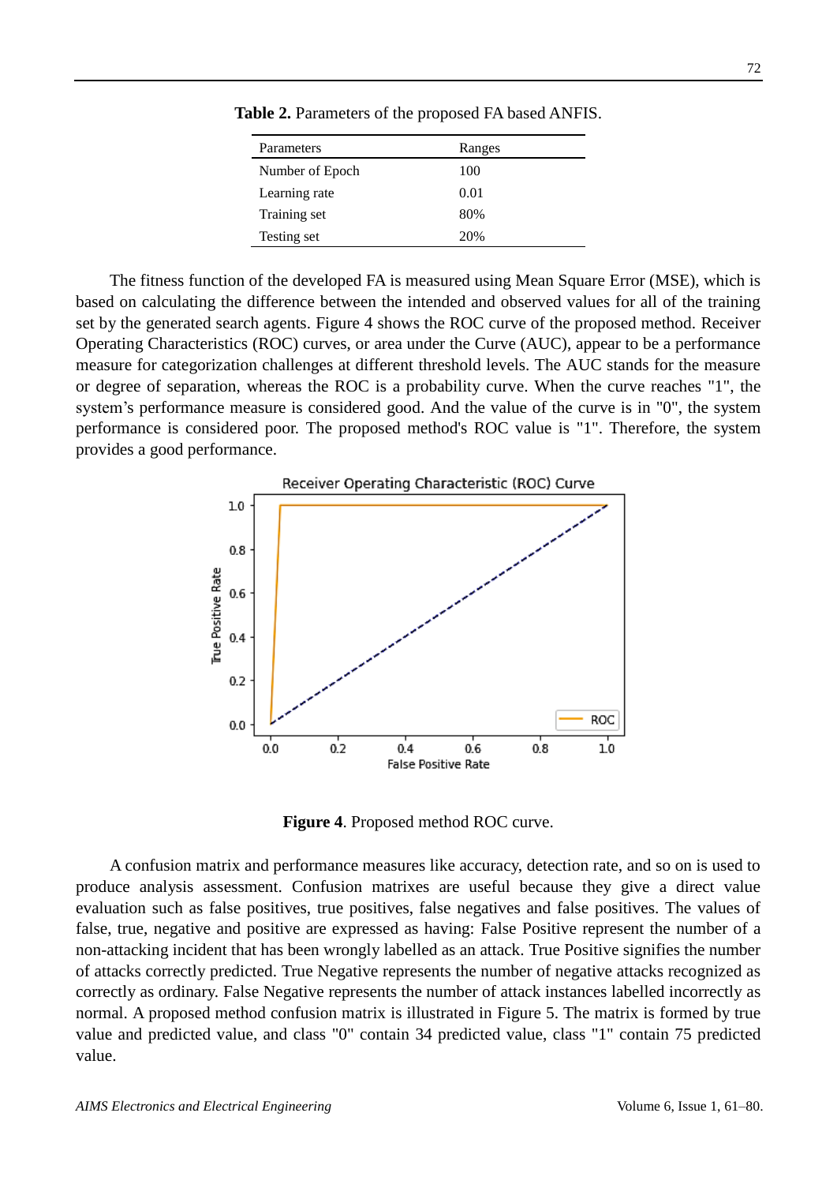**Table 2.** Parameters of the proposed FA based ANFIS.

| Parameters | Ranges |
|---|---|
| Number of Epoch | 100 |
| Learning rate | 0.01 |
| Training set | 80% |
| Testing set | 20% |

The fitness function of the developed FA is measured using Mean Square Error (MSE), which is based on calculating the difference between the intended and observed values for all of the training set by the generated search agents. Figure 4 shows the ROC curve of the proposed method. Receiver Operating Characteristics (ROC) curves, or area under the Curve (AUC), appear to be a performance measure for categorization challenges at different threshold levels. The AUC stands for the measure or degree of separation, whereas the ROC is a probability curve. When the curve reaches "1", the system's performance measure is considered good. And the value of the curve is in "0", the system performance is considered poor. The proposed method's ROC value is "1". Therefore, the system provides a good performance.

**Figure 4**. Proposed method ROC curve.

A confusion matrix and performance measures like accuracy, detection rate, and so on is used to produce analysis assessment. Confusion matrixes are useful because they give a direct value evaluation such as false positives, true positives, false negatives and false positives. The values of false, true, negative and positive are expressed as having: False Positive represent the number of a non-attacking incident that has been wrongly labelled as an attack. True Positive signifies the number of attacks correctly predicted. True Negative represents the number of negative attacks recognized as correctly as ordinary. False Negative represents the number of attack instances labelled incorrectly as normal. A proposed method confusion matrix is illustrated in Figure 5. The matrix is formed by true value and predicted value, and class "0" contain 34 predicted value, class "1" contain 75 predicted value.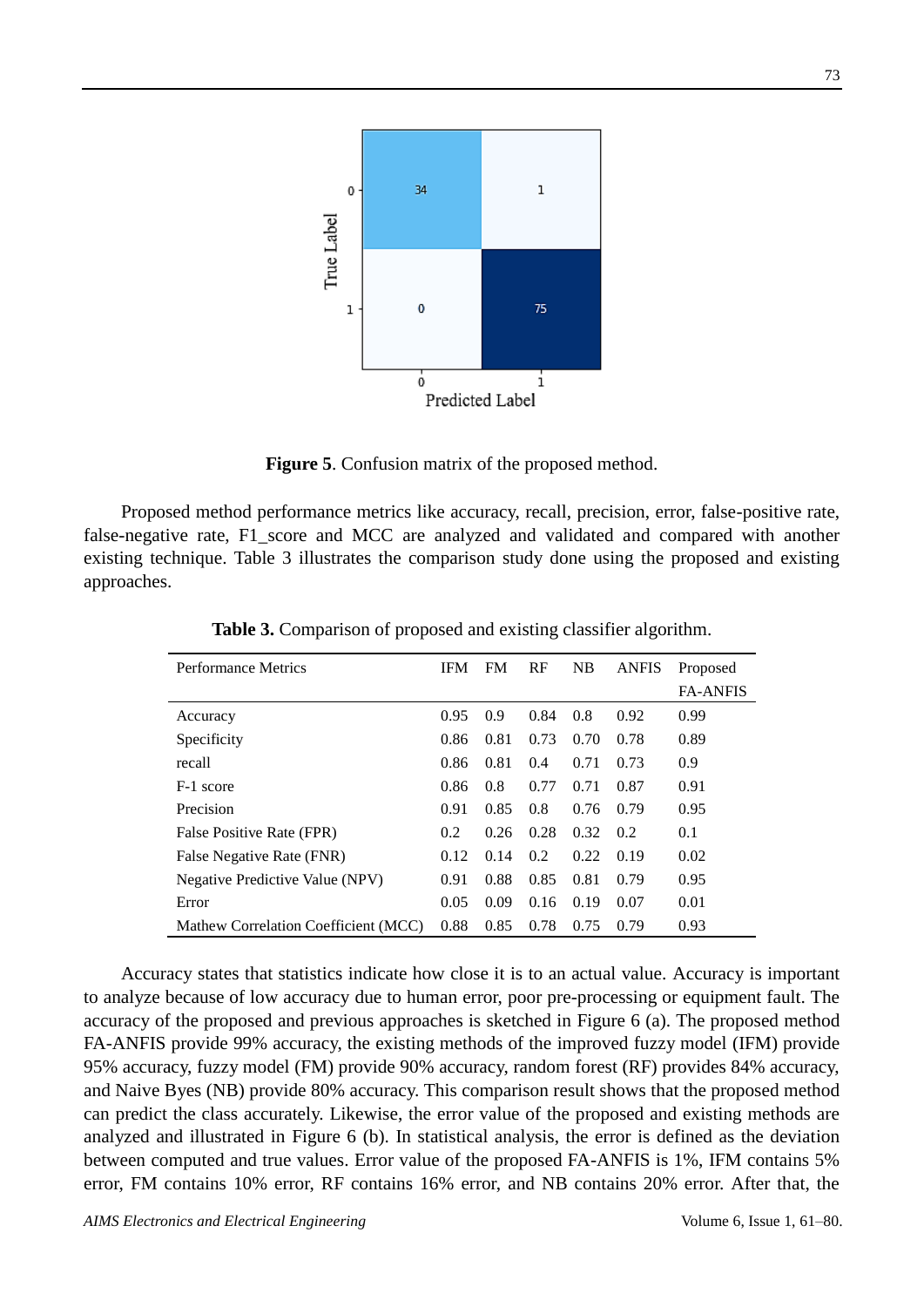**Figure 5**. Confusion matrix of the proposed method.

Proposed method performance metrics like accuracy, recall, precision, error, false-positive rate, false-negative rate, F1_score and MCC are analyzed and validated and compared with another existing technique. Table 3 illustrates the comparison study done using the proposed and existing approaches.

**Table 3.** Comparison of proposed and existing classifier algorithm.

| Performance Metrics | IFM | FM | RF | NB | ANFIS | Proposed FA-ANFIS |
|---|---|---|---|---|---|---|
| Accuracy | 0.95 | 0.9 | 0.84 | 0.8 | 0.92 | 0.99 |
| Specificity | 0.86 | 0.81 | 0.73 | 0.70 | 0.78 | 0.89 |
| recall | 0.86 | 0.81 | 0.4 | 0.71 | 0.73 | 0.9 |
| F-1 score | 0.86 | 0.8 | 0.77 | 0.71 | 0.87 | 0.91 |
| Precision | 0.91 | 0.85 | 0.8 | 0.76 | 0.79 | 0.95 |
| False Positive Rate (FPR) | 0.2 | 0.26 | 0.28 | 0.32 | 0.2 | 0.1 |
| False Negative Rate (FNR) | 0.12 | 0.14 | 0.2 | 0.22 | 0.19 | 0.02 |
| Negative Predictive Value (NPV) | 0.91 | 0.88 | 0.85 | 0.81 | 0.79 | 0.95 |
| Error | 0.05 | 0.09 | 0.16 | 0.19 | 0.07 | 0.01 |
| Mathew Correlation Coefficient (MCC) | 0.88 | 0.85 | 0.78 | 0.75 | 0.79 | 0.93 |

Accuracy states that statistics indicate how close it is to an actual value. Accuracy is important to analyze because of low accuracy due to human error, poor pre-processing or equipment fault. The accuracy of the proposed and previous approaches is sketched in Figure 6 (a). The proposed method FA-ANFIS provide 99% accuracy, the existing methods of the improved fuzzy model (IFM) provide 95% accuracy, fuzzy model (FM) provide 90% accuracy, random forest (RF) provides 84% accuracy, and Naive Byes (NB) provide 80% accuracy. This comparison result shows that the proposed method can predict the class accurately. Likewise, the error value of the proposed and existing methods are analyzed and illustrated in Figure 6 (b). In statistical analysis, the error is defined as the deviation between computed and true values. Error value of the proposed FA-ANFIS is 1%, IFM contains 5% error, FM contains 10% error, RF contains 16% error, and NB contains 20% error. After that, the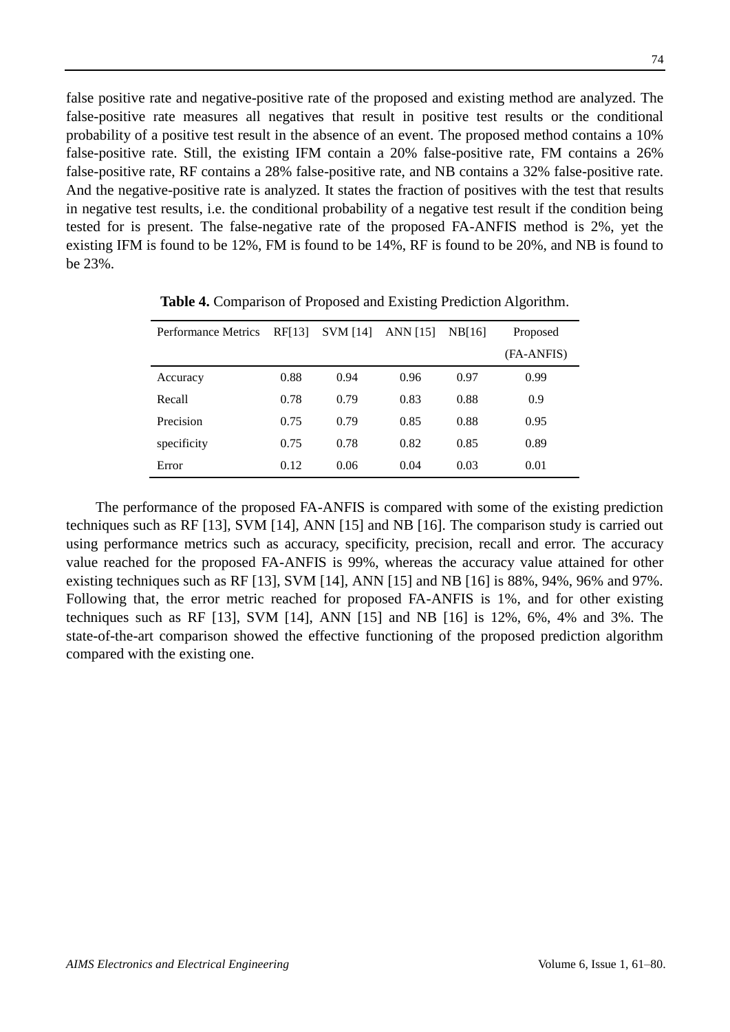false positive rate and negative-positive rate of the proposed and existing method are analyzed. The false-positive rate measures all negatives that result in positive test results or the conditional probability of a positive test result in the absence of an event. The proposed method contains a 10% false-positive rate. Still, the existing IFM contain a 20% false-positive rate, FM contains a 26% false-positive rate, RF contains a 28% false-positive rate, and NB contains a 32% false-positive rate. And the negative-positive rate is analyzed. It states the fraction of positives with the test that results in negative test results, i.e. the conditional probability of a negative test result if the condition being tested for is present. The false-negative rate of the proposed FA-ANFIS method is 2%, yet the existing IFM is found to be 12%, FM is found to be 14%, RF is found to be 20%, and NB is found to be 23%.

**Table 4.** Comparison of Proposed and Existing Prediction Algorithm.

| Performance Metrics | RF[13] | SVM [14] | ANN [15] | NB[16] | Proposed (FA-ANFIS) |
|---|---|---|---|---|---|
| Accuracy | 0.88 | 0.94 | 0.96 | 0.97 | 0.99 |
| Recall | 0.78 | 0.79 | 0.83 | 0.88 | 0.9 |
| Precision | 0.75 | 0.79 | 0.85 | 0.88 | 0.95 |
| specificity | 0.75 | 0.78 | 0.82 | 0.85 | 0.89 |
| Error | 0.12 | 0.06 | 0.04 | 0.03 | 0.01 |

The performance of the proposed FA-ANFIS is compared with some of the existing prediction techniques such as RF [13], SVM [14], ANN [15] and NB [16]. The comparison study is carried out using performance metrics such as accuracy, specificity, precision, recall and error. The accuracy value reached for the proposed FA-ANFIS is 99%, whereas the accuracy value attained for other existing techniques such as RF [13], SVM [14], ANN [15] and NB [16] is 88%, 94%, 96% and 97%. Following that, the error metric reached for proposed FA-ANFIS is 1%, and for other existing techniques such as RF [13], SVM [14], ANN [15] and NB [16] is 12%, 6%, 4% and 3%. The state-of-the-art comparison showed the effective functioning of the proposed prediction algorithm compared with the existing one.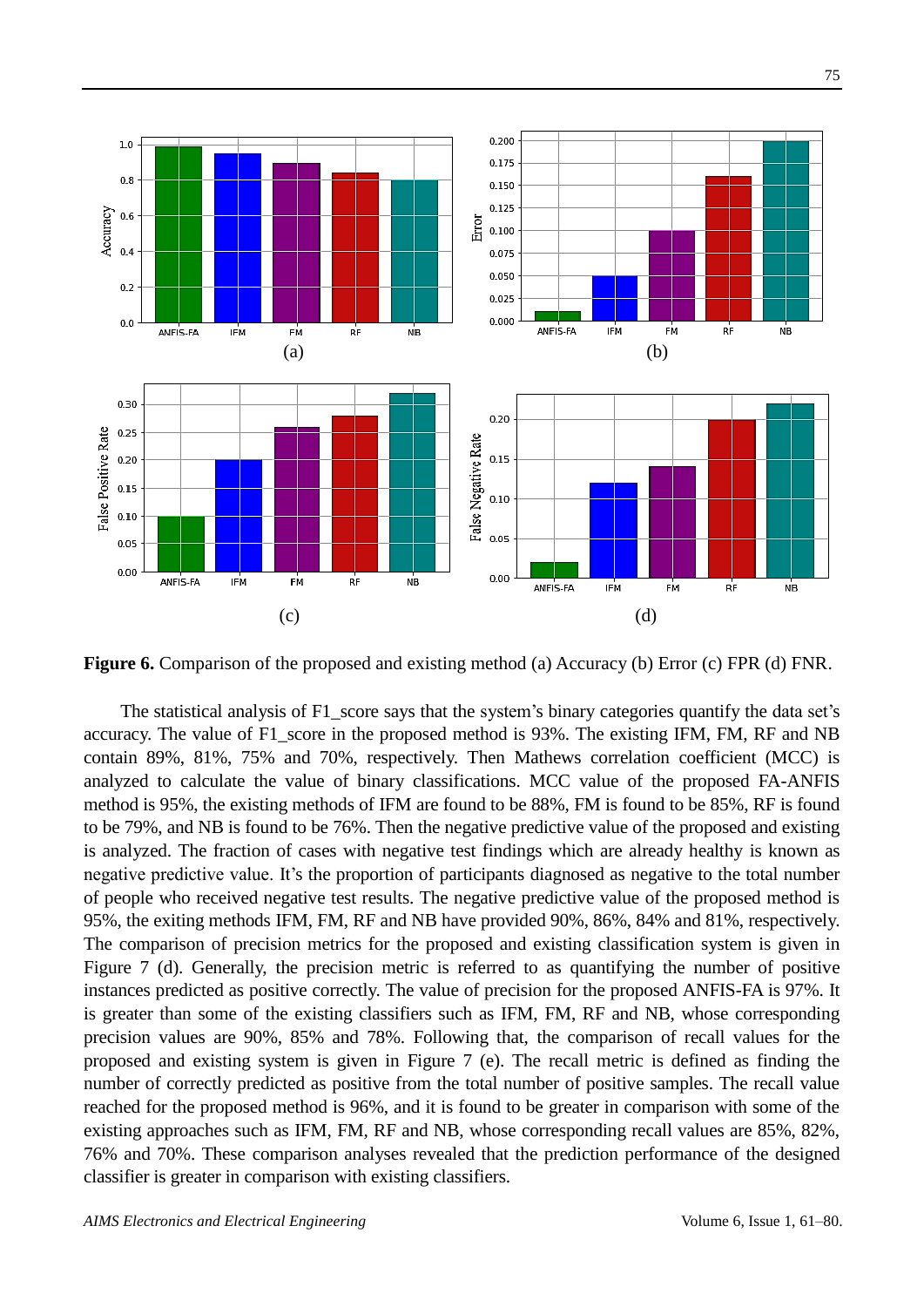**Figure 6.** Comparison of the proposed and existing method (a) Accuracy (b) Error (c) FPR (d) FNR.

The statistical analysis of F1_score says that the system's binary categories quantify the data set's accuracy. The value of F1_score in the proposed method is 93%. The existing IFM, FM, RF and NB contain 89%, 81%, 75% and 70%, respectively. Then Mathews correlation coefficient (MCC) is analyzed to calculate the value of binary classifications. MCC value of the proposed FA-ANFIS method is 95%, the existing methods of IFM are found to be 88%, FM is found to be 85%, RF is found to be 79%, and NB is found to be 76%. Then the negative predictive value of the proposed and existing is analyzed. The fraction of cases with negative test findings which are already healthy is known as negative predictive value. It's the proportion of participants diagnosed as negative to the total number of people who received negative test results. The negative predictive value of the proposed method is 95%, the exiting methods IFM, FM, RF and NB have provided 90%, 86%, 84% and 81%, respectively. The comparison of precision metrics for the proposed and existing classification system is given in Figure 7 (d). Generally, the precision metric is referred to as quantifying the number of positive instances predicted as positive correctly. The value of precision for the proposed ANFIS-FA is 97%. It is greater than some of the existing classifiers such as IFM, FM, RF and NB, whose corresponding precision values are 90%, 85% and 78%. Following that, the comparison of recall values for the proposed and existing system is given in Figure 7 (e). The recall metric is defined as finding the number of correctly predicted as positive from the total number of positive samples. The recall value reached for the proposed method is 96%, and it is found to be greater in comparison with some of the existing approaches such as IFM, FM, RF and NB, whose corresponding recall values are 85%, 82%, 76% and 70%. These comparison analyses revealed that the prediction performance of the designed classifier is greater in comparison with existing classifiers.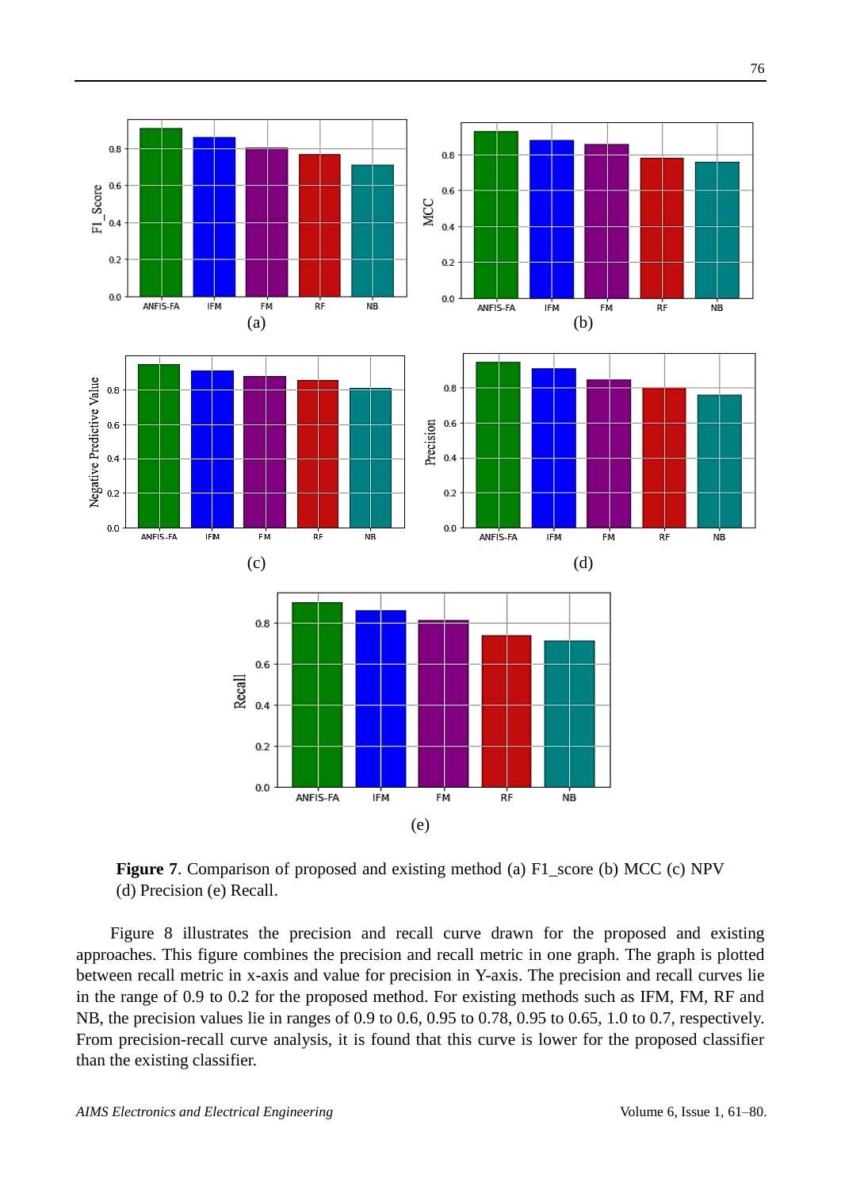**Figure 7**. Comparison of proposed and existing method (a) F1_score (b) MCC (c) NPV (d) Precision (e) Recall.

Figure 8 illustrates the precision and recall curve drawn for the proposed and existing approaches. This figure combines the precision and recall metric in one graph. The graph is plotted between recall metric in x-axis and value for precision in Y-axis. The precision and recall curves lie in the range of 0.9 to 0.2 for the proposed method. For existing methods such as IFM, FM, RF and NB, the precision values lie in ranges of 0.9 to 0.6, 0.95 to 0.78, 0.95 to 0.65, 1.0 to 0.7, respectively. From precision-recall curve analysis, it is found that this curve is lower for the proposed classifier than the existing classifier.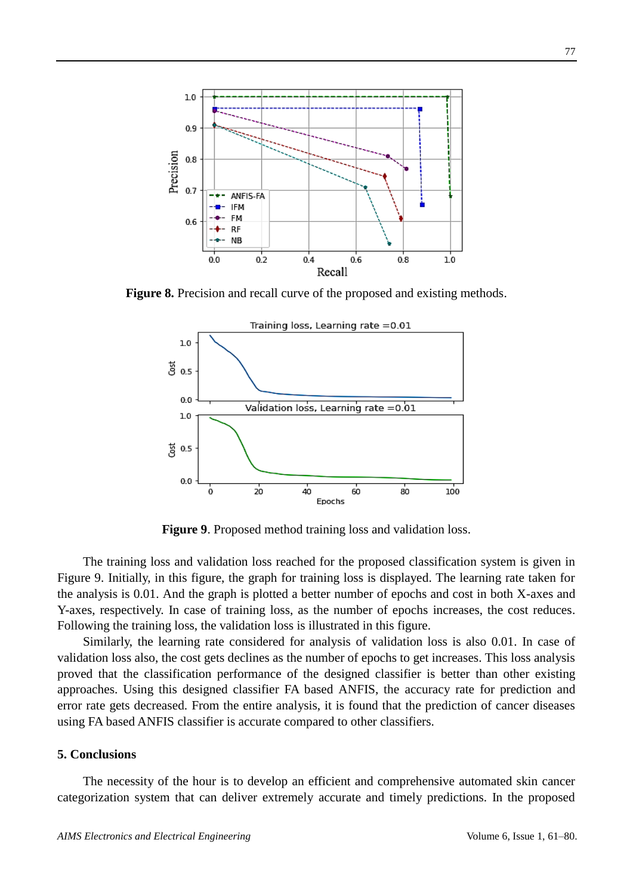**Figure 8.** Precision and recall curve of the proposed and existing methods.

**Figure 9**. Proposed method training loss and validation loss.

The training loss and validation loss reached for the proposed classification system is given in Figure 9. Initially, in this figure, the graph for training loss is displayed. The learning rate taken for the analysis is 0.01. And the graph is plotted a better number of epochs and cost in both X-axes and Y-axes, respectively. In case of training loss, as the number of epochs increases, the cost reduces. Following the training loss, the validation loss is illustrated in this figure.

Similarly, the learning rate considered for analysis of validation loss is also 0.01. In case of validation loss also, the cost gets declines as the number of epochs to get increases. This loss analysis proved that the classification performance of the designed classifier is better than other existing approaches. Using this designed classifier FA based ANFIS, the accuracy rate for prediction and error rate gets decreased. From the entire analysis, it is found that the prediction of cancer diseases using FA based ANFIS classifier is accurate compared to other classifiers.

## 5. Conclusions

The necessity of the hour is to develop an efficient and comprehensive automated skin cancer categorization system that can deliver extremely accurate and timely predictions. In the proposed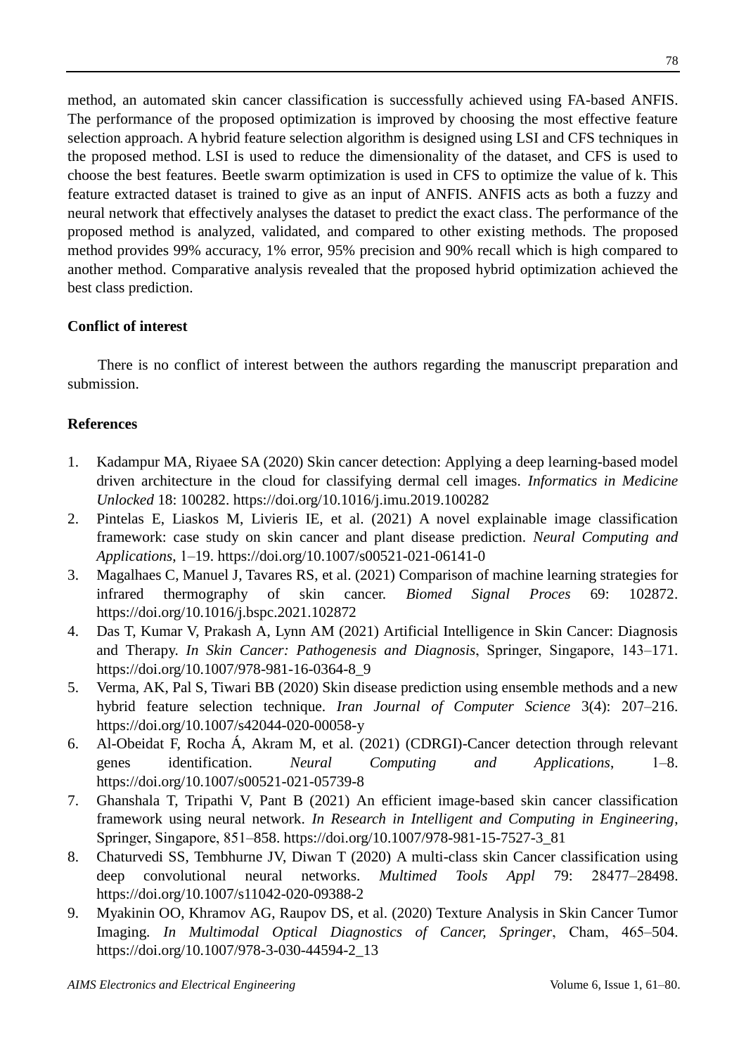method, an automated skin cancer classification is successfully achieved using FA-based ANFIS. The performance of the proposed optimization is improved by choosing the most effective feature selection approach. A hybrid feature selection algorithm is designed using LSI and CFS techniques in the proposed method. LSI is used to reduce the dimensionality of the dataset, and CFS is used to choose the best features. Beetle swarm optimization is used in CFS to optimize the value of k. This feature extracted dataset is trained to give as an input of ANFIS. ANFIS acts as both a fuzzy and neural network that effectively analyses the dataset to predict the exact class. The performance of the proposed method is analyzed, validated, and compared to other existing methods. The proposed method provides 99% accuracy, 1% error, 95% precision and 90% recall which is high compared to another method. Comparative analysis revealed that the proposed hybrid optimization achieved the best class prediction.

## Conflict of interest

There is no conflict of interest between the authors regarding the manuscript preparation and submission.

## References

1. Kadampur MA, Riyaee SA (2020) Skin cancer detection: Applying a deep learning-based model driven architecture in the cloud for classifying dermal cell images. *Informatics in Medicine Unlocked* 18: 100282. https://doi.org/10.1016/j.imu.2019.100282
2. Pintelas E, Liaskos M, Livieris IE, et al. (2021) A novel explainable image classification framework: case study on skin cancer and plant disease prediction. *Neural Computing and Applications*, 1–19. https://doi.org/10.1007/s00521-021-06141-0
3. Magalhaes C, Manuel J, Tavares RS, et al. (2021) Comparison of machine learning strategies for infrared thermography of skin cancer. *Biomed Signal Proces* 69: 102872. https://doi.org/10.1016/j.bspc.2021.102872
4. Das T, Kumar V, Prakash A, Lynn AM (2021) Artificial Intelligence in Skin Cancer: Diagnosis and Therapy. *In Skin Cancer: Pathogenesis and Diagnosis*, Springer, Singapore, 143–171. https://doi.org/10.1007/978-981-16-0364-8_9
5. Verma, AK, Pal S, Tiwari BB (2020) Skin disease prediction using ensemble methods and a new hybrid feature selection technique. *Iran Journal of Computer Science* 3(4): 207–216. https://doi.org/10.1007/s42044-020-00058-y
6. Al-Obeidat F, Rocha Á, Akram M, et al. (2021) (CDRGI)-Cancer detection through relevant genes identification. *Neural Computing and Applications*, 1–8. https://doi.org/10.1007/s00521-021-05739-8
7. Ghanshala T, Tripathi V, Pant B (2021) An efficient image-based skin cancer classification framework using neural network. *In Research in Intelligent and Computing in Engineering*, Springer, Singapore, 851–858. https://doi.org/10.1007/978-981-15-7527-3_81
8. Chaturvedi SS, Tembhurne JV, Diwan T (2020) A multi-class skin Cancer classification using deep convolutional neural networks. *Multimed Tools Appl* 79: 28477–28498. https://doi.org/10.1007/s11042-020-09388-2
9. Myakinin OO, Khramov AG, Raupov DS, et al. (2020) Texture Analysis in Skin Cancer Tumor Imaging. *In Multimodal Optical Diagnostics of Cancer, Springer*, Cham, 465–504. https://doi.org/10.1007/978-3-030-44594-2_13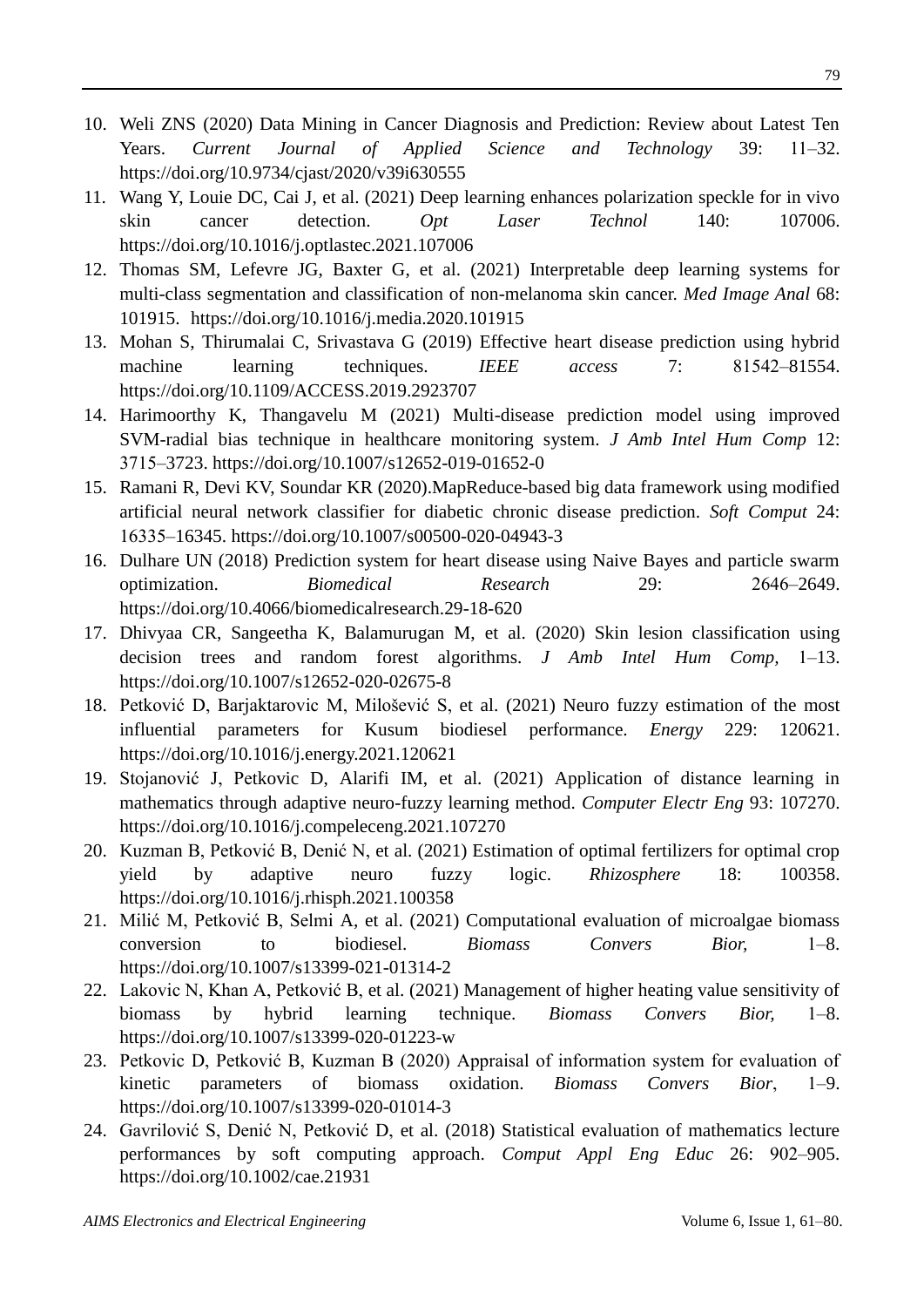10. Weli ZNS (2020) Data Mining in Cancer Diagnosis and Prediction: Review about Latest Ten Years. *Current Journal of Applied Science and Technology* 39: 11–32. https://doi.org/10.9734/cjast/2020/v39i630555
11. Wang Y, Louie DC, Cai J, et al. (2021) Deep learning enhances polarization speckle for in vivo skin cancer detection. *Opt Laser Technol* 140: 107006. https://doi.org/10.1016/j.optlastec.2021.107006
12. Thomas SM, Lefevre JG, Baxter G, et al. (2021) Interpretable deep learning systems for multi-class segmentation and classification of non-melanoma skin cancer. *Med Image Anal* 68: 101915. https://doi.org/10.1016/j.media.2020.101915
13. Mohan S, Thirumalai C, Srivastava G (2019) Effective heart disease prediction using hybrid machine learning techniques. *IEEE access* 7: 81542–81554. https://doi.org/10.1109/ACCESS.2019.2923707
14. Harimoorthy K, Thangavelu M (2021) Multi-disease prediction model using improved SVM-radial bias technique in healthcare monitoring system. *J Amb Intel Hum Comp* 12: 3715–3723. https://doi.org/10.1007/s12652-019-01652-0
15. Ramani R, Devi KV, Soundar KR (2020).MapReduce-based big data framework using modified artificial neural network classifier for diabetic chronic disease prediction. *Soft Comput* 24: 16335–16345. https://doi.org/10.1007/s00500-020-04943-3
16. Dulhare UN (2018) Prediction system for heart disease using Naive Bayes and particle swarm optimization. *Biomedical Research* 29: 2646–2649. https://doi.org/10.4066/biomedicalresearch.29-18-620
17. Dhivyaa CR, Sangeetha K, Balamurugan M, et al. (2020) Skin lesion classification using decision trees and random forest algorithms. *J Amb Intel Hum Comp,* 1–13. https://doi.org/10.1007/s12652-020-02675-8
18. Petković D, Barjaktarovic M, Milošević S, et al. (2021) Neuro fuzzy estimation of the most influential parameters for Kusum biodiesel performance. *Energy* 229: 120621. https://doi.org/10.1016/j.energy.2021.120621
19. Stojanović J, Petkovic D, Alarifi IM, et al. (2021) Application of distance learning in mathematics through adaptive neuro-fuzzy learning method. *Computer Electr Eng* 93: 107270. https://doi.org/10.1016/j.compeleceng.2021.107270
20. Kuzman B, Petković B, Denić N, et al. (2021) Estimation of optimal fertilizers for optimal crop yield by adaptive neuro fuzzy logic. *Rhizosphere* 18: 100358. https://doi.org/10.1016/j.rhisph.2021.100358
21. Milić M, Petković B, Selmi A, et al. (2021) Computational evaluation of microalgae biomass conversion to biodiesel. *Biomass Convers Bior,* 1–8. https://doi.org/10.1007/s13399-021-01314-2
22. Lakovic N, Khan A, Petković B, et al. (2021) Management of higher heating value sensitivity of biomass by hybrid learning technique. *Biomass Convers Bior,* 1–8. https://doi.org/10.1007/s13399-020-01223-w
23. Petkovic D, Petković B, Kuzman B (2020) Appraisal of information system for evaluation of kinetic parameters of biomass oxidation. *Biomass Convers Bior*, 1–9. https://doi.org/10.1007/s13399-020-01014-3
24. Gavrilović S, Denić N, Petković D, et al. (2018) Statistical evaluation of mathematics lecture performances by soft computing approach. *Comput Appl Eng Educ* 26: 902–905. https://doi.org/10.1002/cae.21931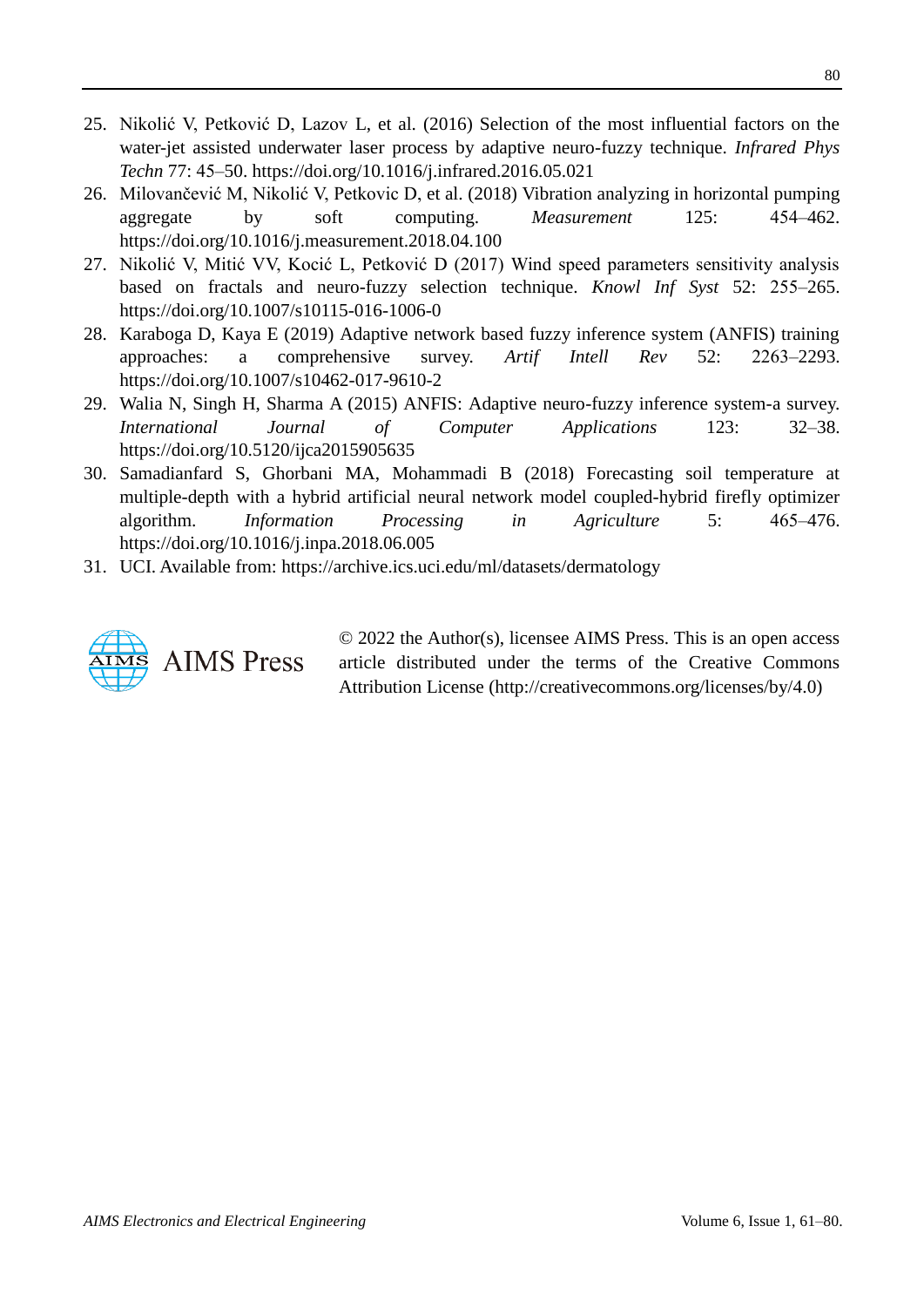25. Nikolić V, Petković D, Lazov L, et al. (2016) Selection of the most influential factors on the water-jet assisted underwater laser process by adaptive neuro-fuzzy technique. *Infrared Phys Techn* 77: 45–50. https://doi.org/10.1016/j.infrared.2016.05.021
26. Milovančević M, Nikolić V, Petkovic D, et al. (2018) Vibration analyzing in horizontal pumping aggregate by soft computing. *Measurement* 125: 454–462. https://doi.org/10.1016/j.measurement.2018.04.100
27. Nikolić V, Mitić VV, Kocić L, Petković D (2017) Wind speed parameters sensitivity analysis based on fractals and neuro-fuzzy selection technique. *Knowl Inf Syst* 52: 255–265. https://doi.org/10.1007/s10115-016-1006-0
28. Karaboga D, Kaya E (2019) Adaptive network based fuzzy inference system (ANFIS) training approaches: a comprehensive survey. *Artif Intell Rev* 52: 2263–2293. https://doi.org/10.1007/s10462-017-9610-2
29. Walia N, Singh H, Sharma A (2015) ANFIS: Adaptive neuro-fuzzy inference system-a survey. *International Journal of Computer Applications* 123: 32–38. https://doi.org/10.5120/ijca2015905635
30. Samadianfard S, Ghorbani MA, Mohammadi B (2018) Forecasting soil temperature at multiple-depth with a hybrid artificial neural network model coupled-hybrid firefly optimizer algorithm. *Information Processing in Agriculture* 5: 465–476. https://doi.org/10.1016/j.inpa.2018.06.005
31. UCI. Available from: https://archive.ics.uci.edu/ml/datasets/dermatology

AIMS Press

© 2022 the Author(s), licensee AIMS Press. This is an open access article distributed under the terms of the Creative Commons Attribution License (http://creativecommons.org/licenses/by/4.0)